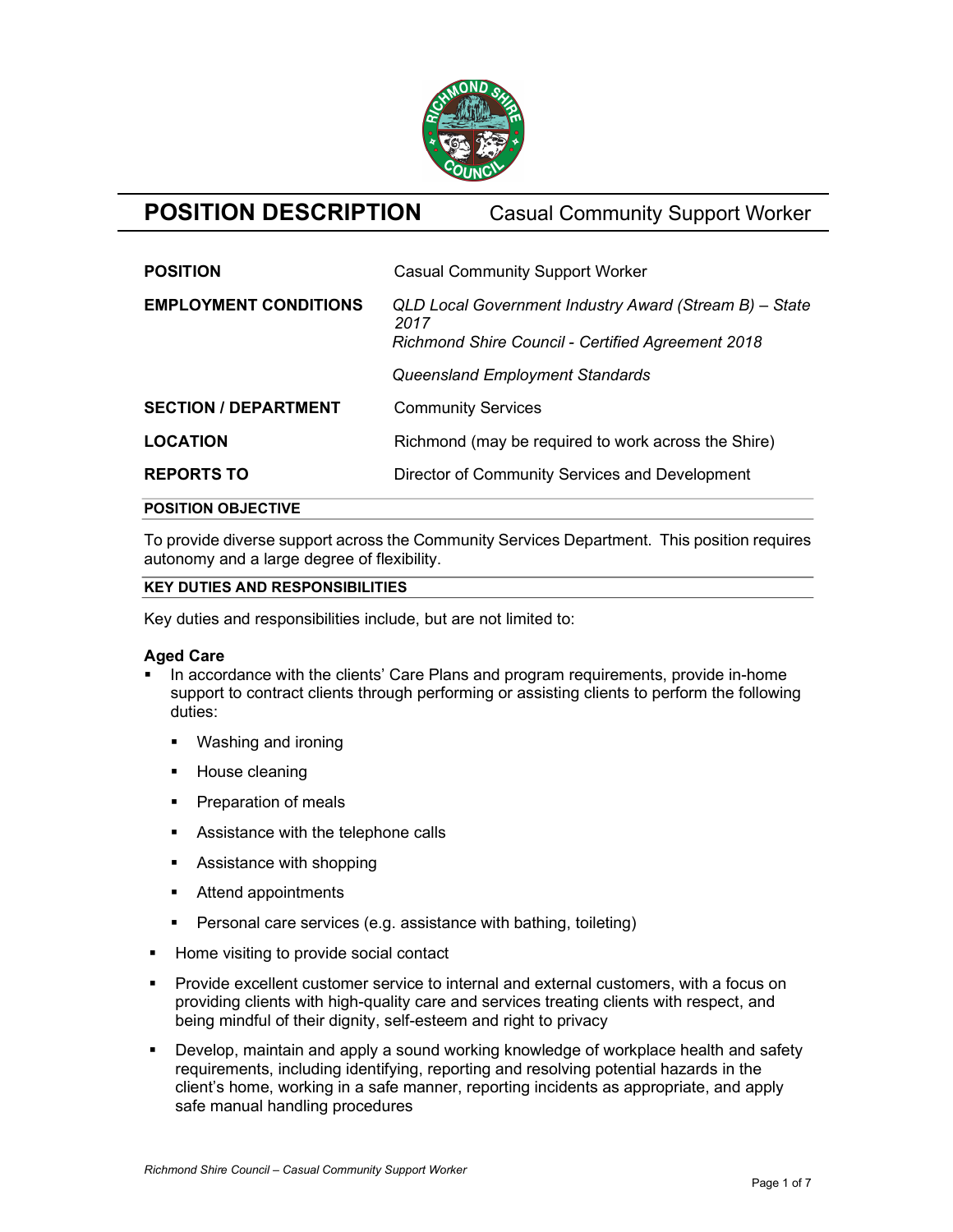# POSITION DESCRIPTION — Casual Community Support Worker

| | |
|---|---|
| **POSITION** | Casual Community Support Worker |
| **EMPLOYMENT CONDITIONS** | *QLD Local Government Industry Award (Stream B) – State 2017*<br>*Richmond Shire Council - Certified Agreement 2018*<br>*Queensland Employment Standards* |
| **SECTION / DEPARTMENT** | Community Services |
| **LOCATION** | Richmond (may be required to work across the Shire) |
| **REPORTS TO** | Director of Community Services and Development |

## POSITION OBJECTIVE

To provide diverse support across the Community Services Department. This position requires autonomy and a large degree of flexibility.

## KEY DUTIES AND RESPONSIBILITIES

Key duties and responsibilities include, but are not limited to:

### Aged Care

- In accordance with the clients' Care Plans and program requirements, provide in-home support to contract clients through performing or assisting clients to perform the following duties:
  - Washing and ironing
  - House cleaning
  - Preparation of meals
  - Assistance with the telephone calls
  - Assistance with shopping
  - Attend appointments
  - Personal care services (e.g. assistance with bathing, toileting)
- Home visiting to provide social contact
- Provide excellent customer service to internal and external customers, with a focus on providing clients with high-quality care and services treating clients with respect, and being mindful of their dignity, self-esteem and right to privacy
- Develop, maintain and apply a sound working knowledge of workplace health and safety requirements, including identifying, reporting and resolving potential hazards in the client's home, working in a safe manner, reporting incidents as appropriate, and apply safe manual handling procedures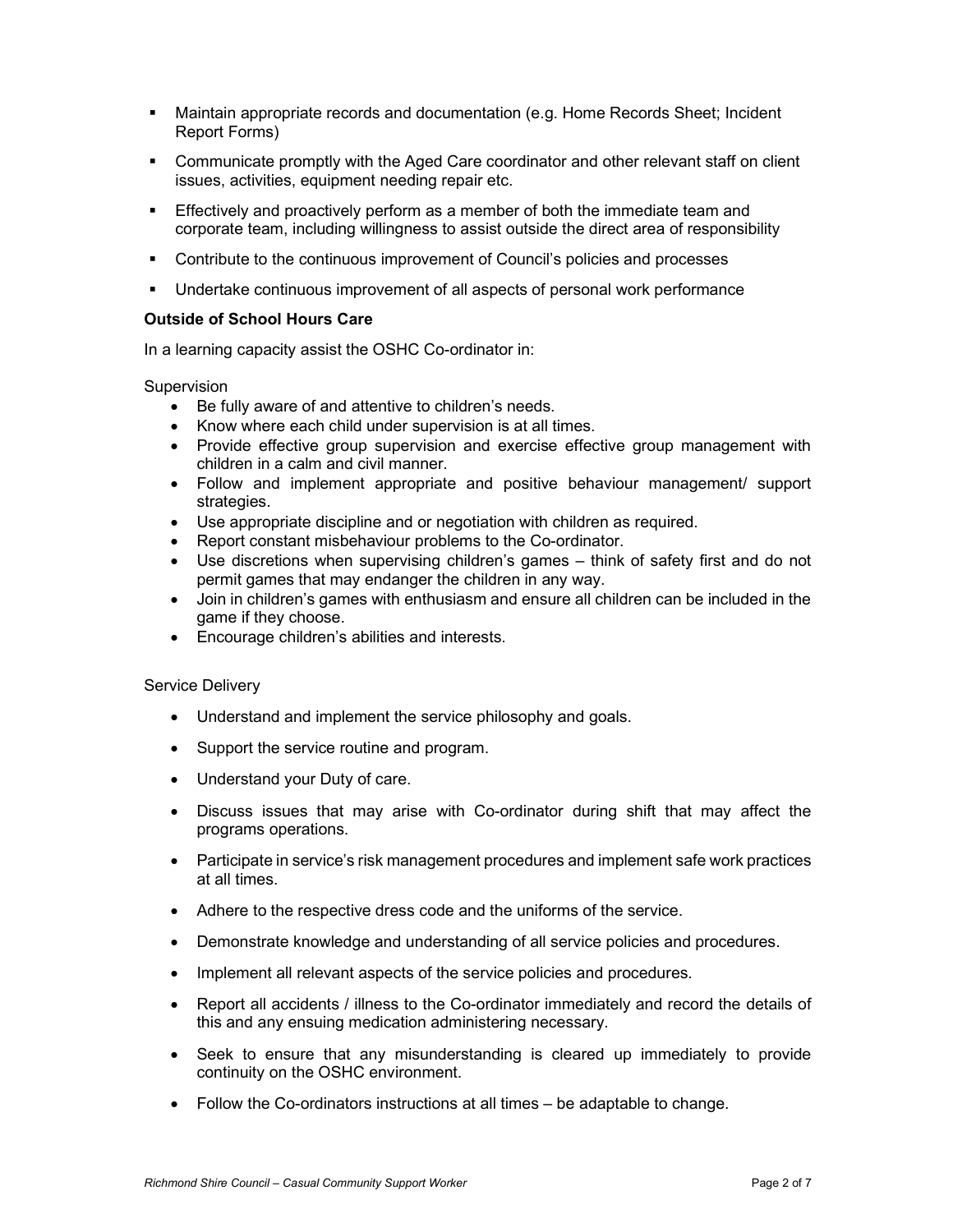- Maintain appropriate records and documentation (e.g. Home Records Sheet; Incident Report Forms)
- Communicate promptly with the Aged Care coordinator and other relevant staff on client issues, activities, equipment needing repair etc.
- Effectively and proactively perform as a member of both the immediate team and corporate team, including willingness to assist outside the direct area of responsibility
- Contribute to the continuous improvement of Council's policies and processes
- Undertake continuous improvement of all aspects of personal work performance

**Outside of School Hours Care**

In a learning capacity assist the OSHC Co-ordinator in:

Supervision

- Be fully aware of and attentive to children's needs.
- Know where each child under supervision is at all times.
- Provide effective group supervision and exercise effective group management with children in a calm and civil manner.
- Follow and implement appropriate and positive behaviour management/ support strategies.
- Use appropriate discipline and or negotiation with children as required.
- Report constant misbehaviour problems to the Co-ordinator.
- Use discretions when supervising children's games – think of safety first and do not permit games that may endanger the children in any way.
- Join in children's games with enthusiasm and ensure all children can be included in the game if they choose.
- Encourage children's abilities and interests.

Service Delivery

- Understand and implement the service philosophy and goals.
- Support the service routine and program.
- Understand your Duty of care.
- Discuss issues that may arise with Co-ordinator during shift that may affect the programs operations.
- Participate in service's risk management procedures and implement safe work practices at all times.
- Adhere to the respective dress code and the uniforms of the service.
- Demonstrate knowledge and understanding of all service policies and procedures.
- Implement all relevant aspects of the service policies and procedures.
- Report all accidents / illness to the Co-ordinator immediately and record the details of this and any ensuing medication administering necessary.
- Seek to ensure that any misunderstanding is cleared up immediately to provide continuity on the OSHC environment.
- Follow the Co-ordinators instructions at all times – be adaptable to change.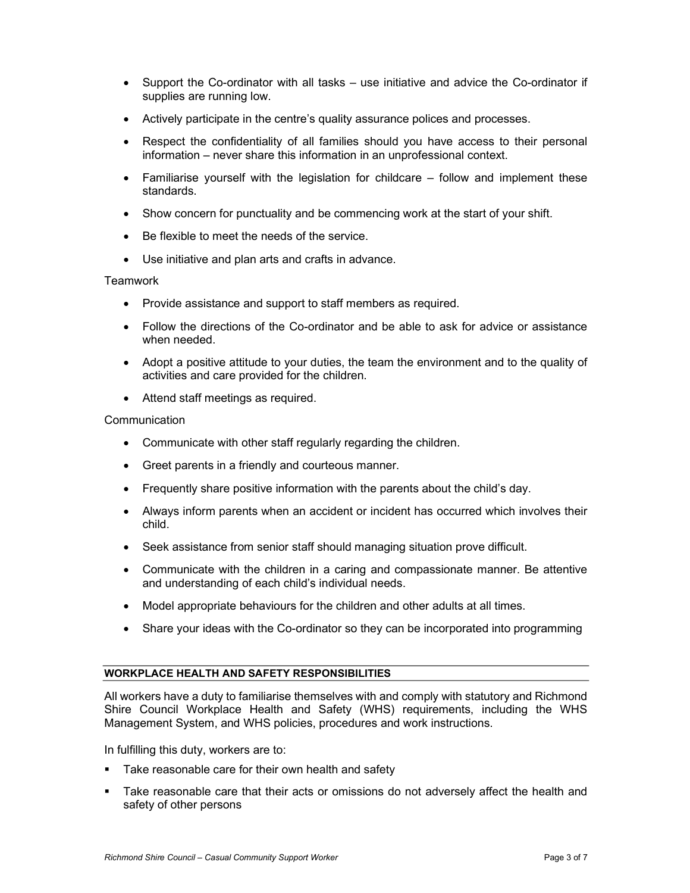- Support the Co-ordinator with all tasks – use initiative and advice the Co-ordinator if supplies are running low.
- Actively participate in the centre's quality assurance polices and processes.
- Respect the confidentiality of all families should you have access to their personal information – never share this information in an unprofessional context.
- Familiarise yourself with the legislation for childcare – follow and implement these standards.
- Show concern for punctuality and be commencing work at the start of your shift.
- Be flexible to meet the needs of the service.
- Use initiative and plan arts and crafts in advance.

Teamwork

- Provide assistance and support to staff members as required.
- Follow the directions of the Co-ordinator and be able to ask for advice or assistance when needed.
- Adopt a positive attitude to your duties, the team the environment and to the quality of activities and care provided for the children.
- Attend staff meetings as required.

Communication

- Communicate with other staff regularly regarding the children.
- Greet parents in a friendly and courteous manner.
- Frequently share positive information with the parents about the child's day.
- Always inform parents when an accident or incident has occurred which involves their child.
- Seek assistance from senior staff should managing situation prove difficult.
- Communicate with the children in a caring and compassionate manner. Be attentive and understanding of each child's individual needs.
- Model appropriate behaviours for the children and other adults at all times.
- Share your ideas with the Co-ordinator so they can be incorporated into programming

## WORKPLACE HEALTH AND SAFETY RESPONSIBILITIES

All workers have a duty to familiarise themselves with and comply with statutory and Richmond Shire Council Workplace Health and Safety (WHS) requirements, including the WHS Management System, and WHS policies, procedures and work instructions.

In fulfilling this duty, workers are to:

- Take reasonable care for their own health and safety
- Take reasonable care that their acts or omissions do not adversely affect the health and safety of other persons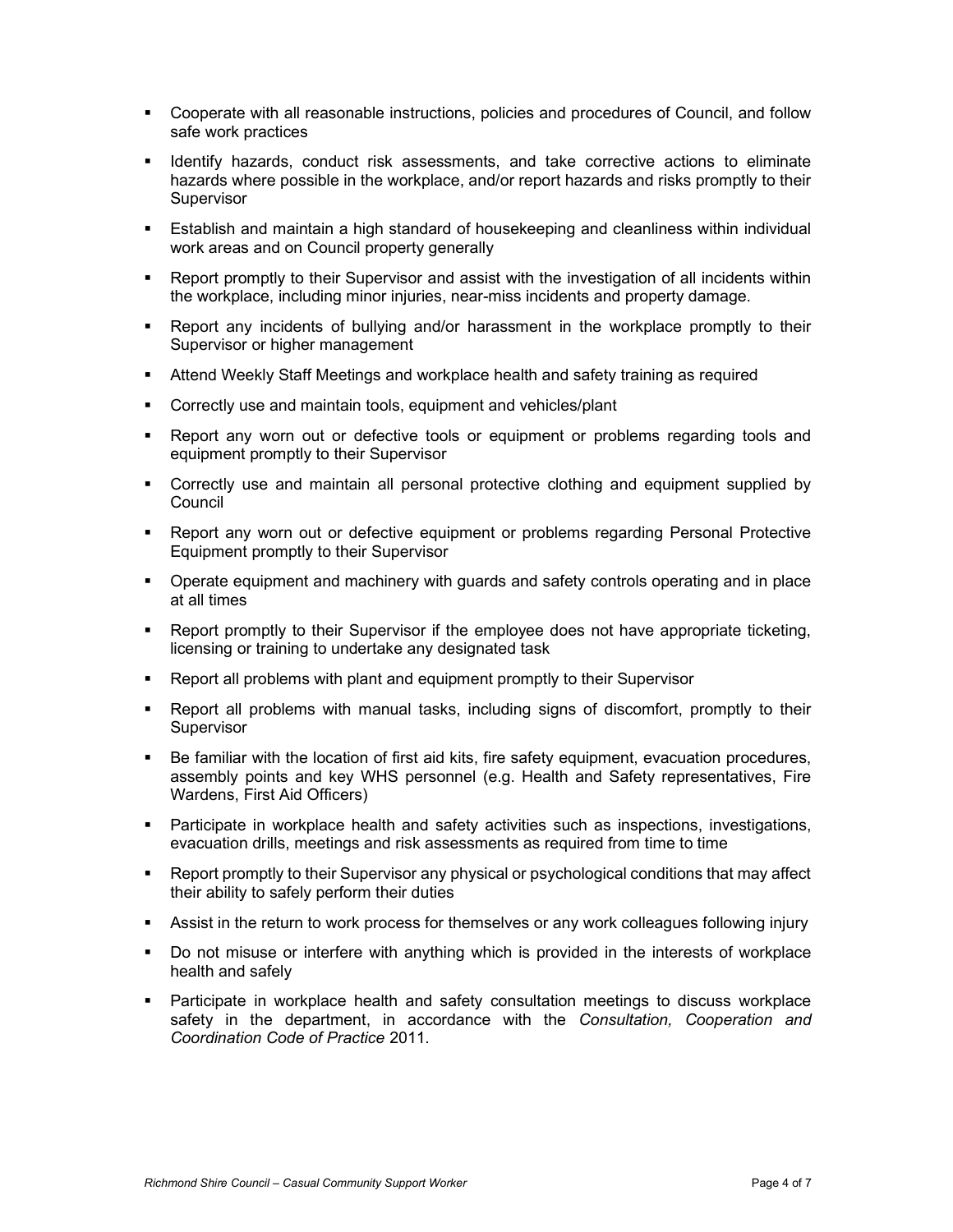- Cooperate with all reasonable instructions, policies and procedures of Council, and follow safe work practices
- Identify hazards, conduct risk assessments, and take corrective actions to eliminate hazards where possible in the workplace, and/or report hazards and risks promptly to their Supervisor
- Establish and maintain a high standard of housekeeping and cleanliness within individual work areas and on Council property generally
- Report promptly to their Supervisor and assist with the investigation of all incidents within the workplace, including minor injuries, near-miss incidents and property damage.
- Report any incidents of bullying and/or harassment in the workplace promptly to their Supervisor or higher management
- Attend Weekly Staff Meetings and workplace health and safety training as required
- Correctly use and maintain tools, equipment and vehicles/plant
- Report any worn out or defective tools or equipment or problems regarding tools and equipment promptly to their Supervisor
- Correctly use and maintain all personal protective clothing and equipment supplied by Council
- Report any worn out or defective equipment or problems regarding Personal Protective Equipment promptly to their Supervisor
- Operate equipment and machinery with guards and safety controls operating and in place at all times
- Report promptly to their Supervisor if the employee does not have appropriate ticketing, licensing or training to undertake any designated task
- Report all problems with plant and equipment promptly to their Supervisor
- Report all problems with manual tasks, including signs of discomfort, promptly to their Supervisor
- Be familiar with the location of first aid kits, fire safety equipment, evacuation procedures, assembly points and key WHS personnel (e.g. Health and Safety representatives, Fire Wardens, First Aid Officers)
- Participate in workplace health and safety activities such as inspections, investigations, evacuation drills, meetings and risk assessments as required from time to time
- Report promptly to their Supervisor any physical or psychological conditions that may affect their ability to safely perform their duties
- Assist in the return to work process for themselves or any work colleagues following injury
- Do not misuse or interfere with anything which is provided in the interests of workplace health and safely
- Participate in workplace health and safety consultation meetings to discuss workplace safety in the department, in accordance with the *Consultation, Cooperation and Coordination Code of Practice* 2011.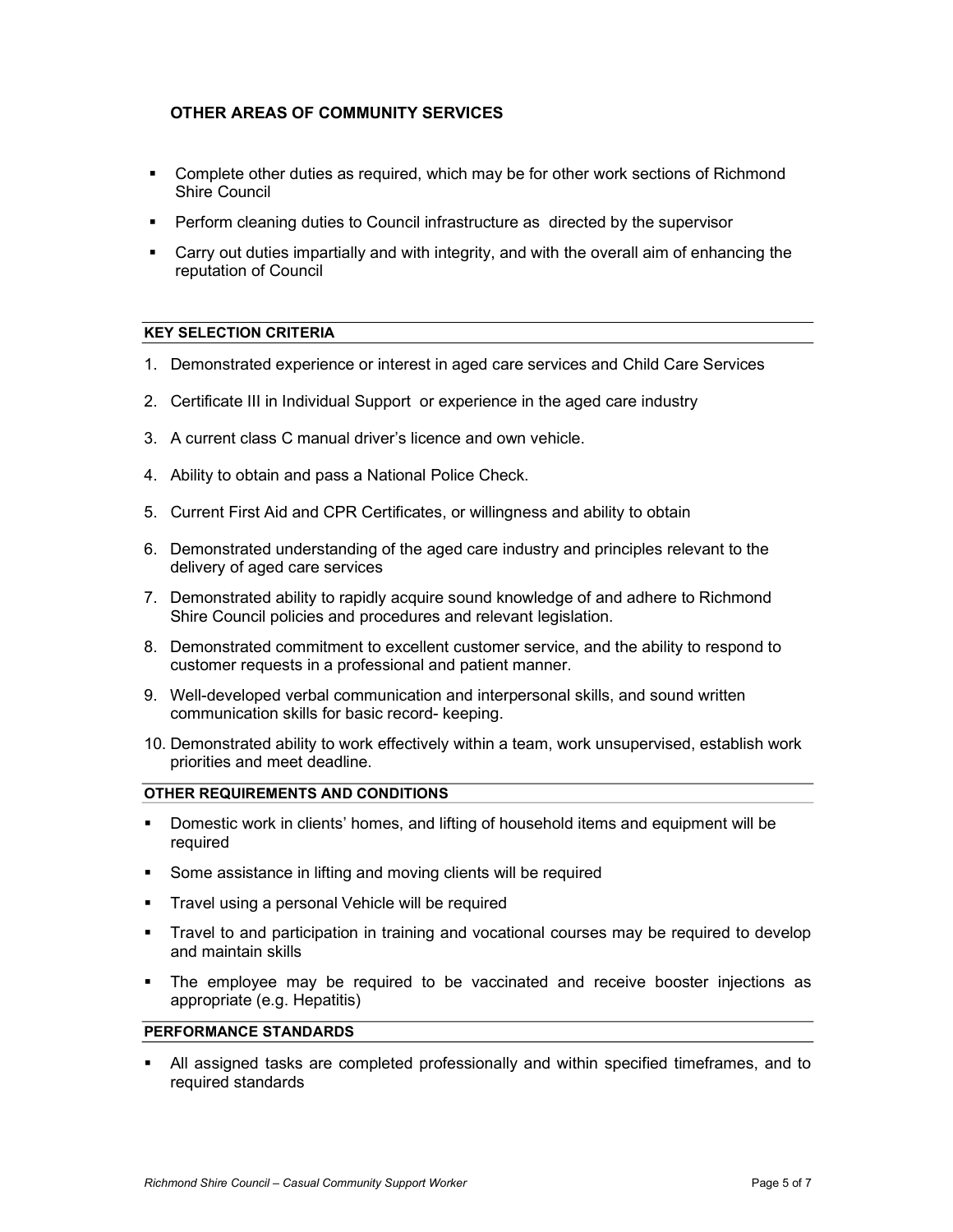### OTHER AREAS OF COMMUNITY SERVICES

- Complete other duties as required, which may be for other work sections of Richmond Shire Council
- Perform cleaning duties to Council infrastructure as directed by the supervisor
- Carry out duties impartially and with integrity, and with the overall aim of enhancing the reputation of Council

## KEY SELECTION CRITERIA

1. Demonstrated experience or interest in aged care services and Child Care Services
2. Certificate III in Individual Support or experience in the aged care industry
3. A current class C manual driver's licence and own vehicle.
4. Ability to obtain and pass a National Police Check.
5. Current First Aid and CPR Certificates, or willingness and ability to obtain
6. Demonstrated understanding of the aged care industry and principles relevant to the delivery of aged care services
7. Demonstrated ability to rapidly acquire sound knowledge of and adhere to Richmond Shire Council policies and procedures and relevant legislation.
8. Demonstrated commitment to excellent customer service, and the ability to respond to customer requests in a professional and patient manner.
9. Well-developed verbal communication and interpersonal skills, and sound written communication skills for basic record- keeping.
10. Demonstrated ability to work effectively within a team, work unsupervised, establish work priorities and meet deadline.

## OTHER REQUIREMENTS AND CONDITIONS

- Domestic work in clients' homes, and lifting of household items and equipment will be required
- Some assistance in lifting and moving clients will be required
- Travel using a personal Vehicle will be required
- Travel to and participation in training and vocational courses may be required to develop and maintain skills
- The employee may be required to be vaccinated and receive booster injections as appropriate (e.g. Hepatitis)

## PERFORMANCE STANDARDS

- All assigned tasks are completed professionally and within specified timeframes, and to required standards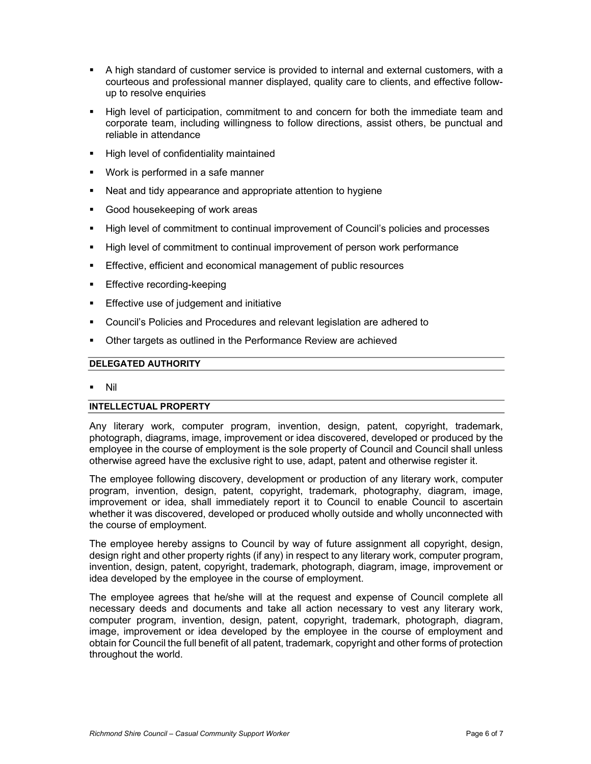- A high standard of customer service is provided to internal and external customers, with a courteous and professional manner displayed, quality care to clients, and effective follow-up to resolve enquiries
- High level of participation, commitment to and concern for both the immediate team and corporate team, including willingness to follow directions, assist others, be punctual and reliable in attendance
- High level of confidentiality maintained
- Work is performed in a safe manner
- Neat and tidy appearance and appropriate attention to hygiene
- Good housekeeping of work areas
- High level of commitment to continual improvement of Council's policies and processes
- High level of commitment to continual improvement of person work performance
- Effective, efficient and economical management of public resources
- Effective recording-keeping
- Effective use of judgement and initiative
- Council's Policies and Procedures and relevant legislation are adhered to
- Other targets as outlined in the Performance Review are achieved

## DELEGATED AUTHORITY

- Nil

## INTELLECTUAL PROPERTY

Any literary work, computer program, invention, design, patent, copyright, trademark, photograph, diagrams, image, improvement or idea discovered, developed or produced by the employee in the course of employment is the sole property of Council and Council shall unless otherwise agreed have the exclusive right to use, adapt, patent and otherwise register it.

The employee following discovery, development or production of any literary work, computer program, invention, design, patent, copyright, trademark, photography, diagram, image, improvement or idea, shall immediately report it to Council to enable Council to ascertain whether it was discovered, developed or produced wholly outside and wholly unconnected with the course of employment.

The employee hereby assigns to Council by way of future assignment all copyright, design, design right and other property rights (if any) in respect to any literary work, computer program, invention, design, patent, copyright, trademark, photograph, diagram, image, improvement or idea developed by the employee in the course of employment.

The employee agrees that he/she will at the request and expense of Council complete all necessary deeds and documents and take all action necessary to vest any literary work, computer program, invention, design, patent, copyright, trademark, photograph, diagram, image, improvement or idea developed by the employee in the course of employment and obtain for Council the full benefit of all patent, trademark, copyright and other forms of protection throughout the world.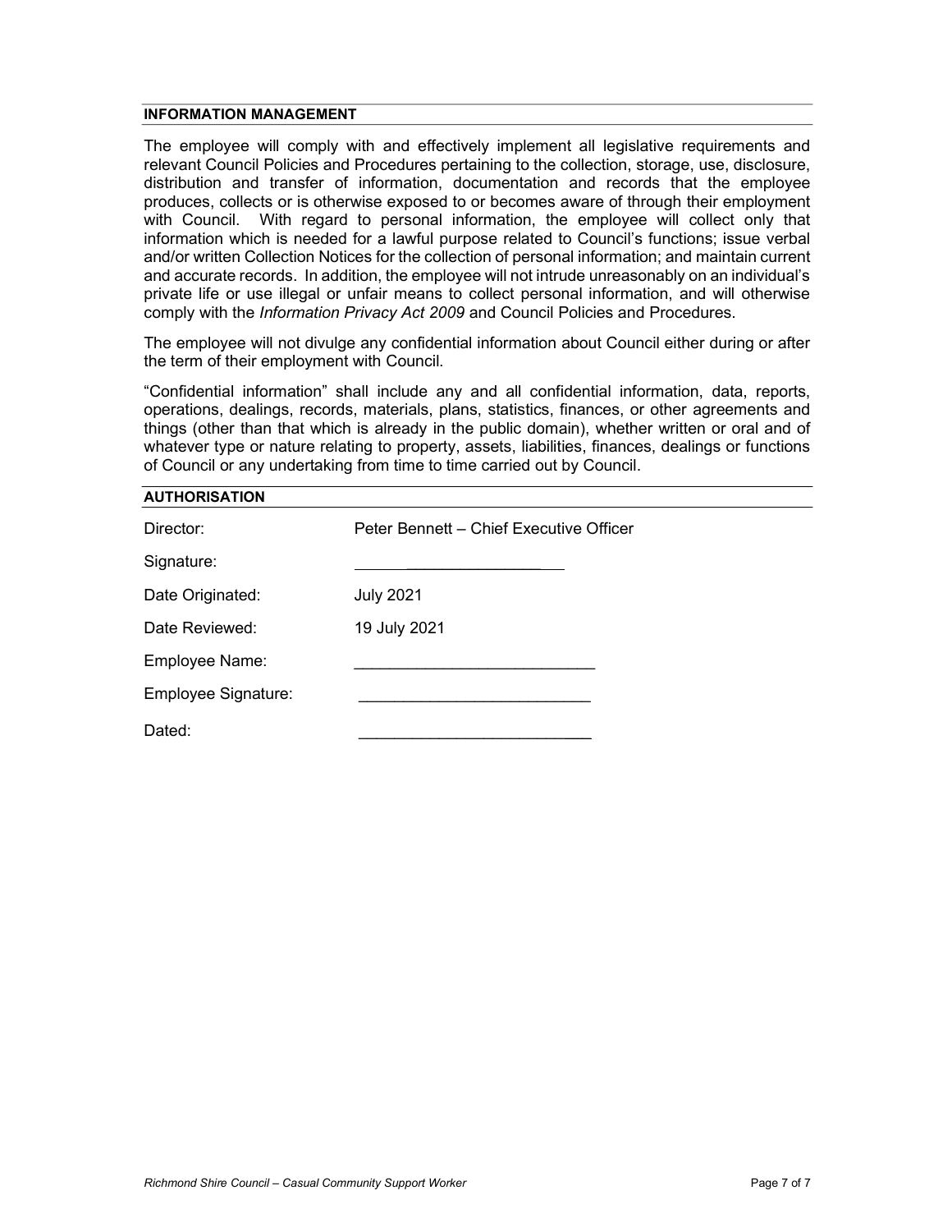## INFORMATION MANAGEMENT

The employee will comply with and effectively implement all legislative requirements and relevant Council Policies and Procedures pertaining to the collection, storage, use, disclosure, distribution and transfer of information, documentation and records that the employee produces, collects or is otherwise exposed to or becomes aware of through their employment with Council. With regard to personal information, the employee will collect only that information which is needed for a lawful purpose related to Council's functions; issue verbal and/or written Collection Notices for the collection of personal information; and maintain current and accurate records. In addition, the employee will not intrude unreasonably on an individual's private life or use illegal or unfair means to collect personal information, and will otherwise comply with the *Information Privacy Act 2009* and Council Policies and Procedures.

The employee will not divulge any confidential information about Council either during or after the term of their employment with Council.

"Confidential information" shall include any and all confidential information, data, reports, operations, dealings, records, materials, plans, statistics, finances, or other agreements and things (other than that which is already in the public domain), whether written or oral and of whatever type or nature relating to property, assets, liabilities, finances, dealings or functions of Council or any undertaking from time to time carried out by Council.

## AUTHORISATION

| | |
|---|---|
| Director: | Peter Bennett – Chief Executive Officer |
| Signature: | ___________________ |
| Date Originated: | July 2021 |
| Date Reviewed: | 19 July 2021 |
| Employee Name: | ___________________________ |
| Employee Signature: | __________________________ |
| Dated: | __________________________ |